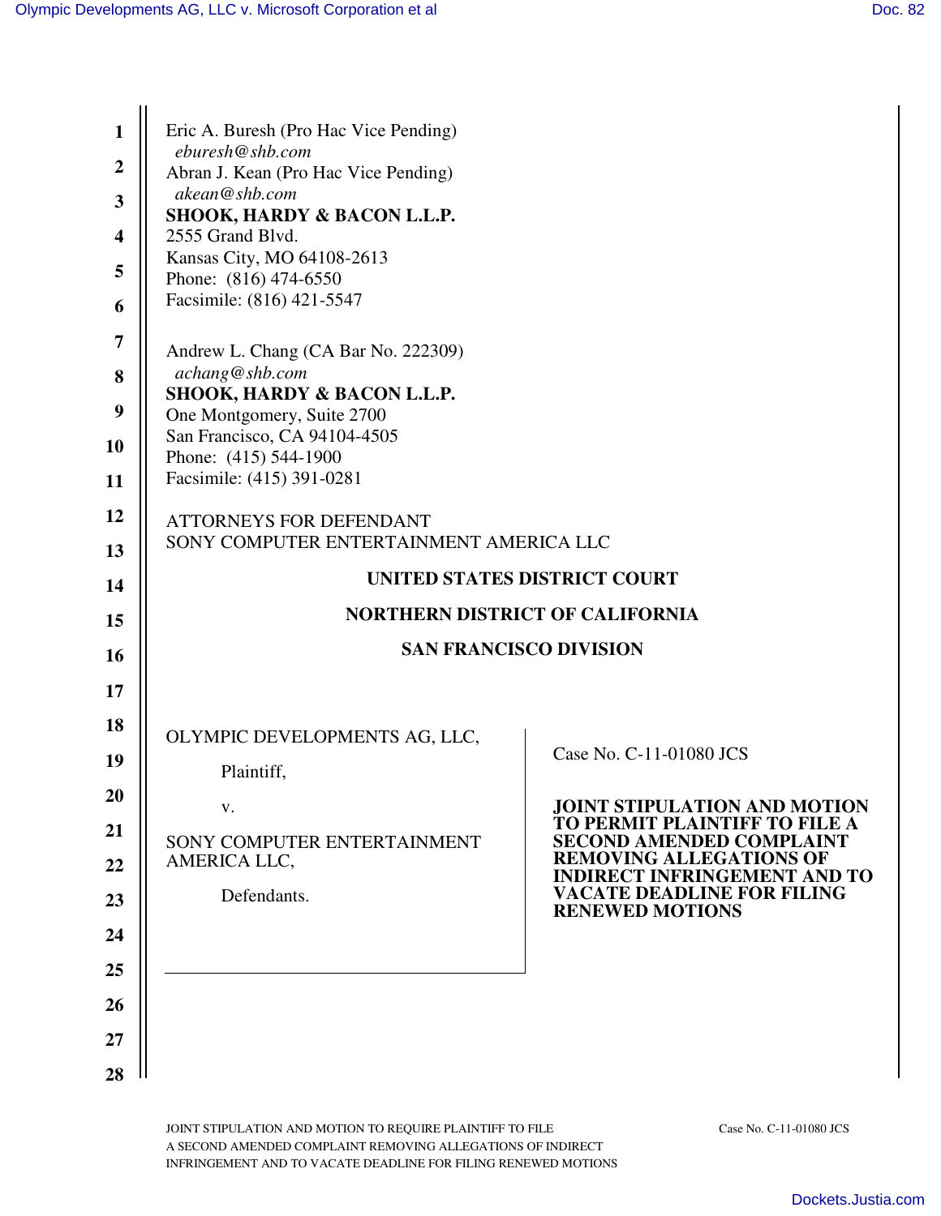Eric A. Buresh (Pro Hac Vice Pending)
*eburesh@shb.com*
Abran J. Kean (Pro Hac Vice Pending)
*akean@shb.com*
**SHOOK, HARDY & BACON L.L.P.**
2555 Grand Blvd.
Kansas City, MO 64108-2613
Phone: (816) 474-6550
Facsimile: (816) 421-5547

Andrew L. Chang (CA Bar No. 222309)
*achang@shb.com*
**SHOOK, HARDY & BACON L.L.P.**
One Montgomery, Suite 2700
San Francisco, CA 94104-4505
Phone: (415) 544-1900
Facsimile: (415) 391-0281

ATTORNEYS FOR DEFENDANT
SONY COMPUTER ENTERTAINMENT AMERICA LLC

**UNITED STATES DISTRICT COURT**

**NORTHERN DISTRICT OF CALIFORNIA**

**SAN FRANCISCO DIVISION**

OLYMPIC DEVELOPMENTS AG, LLC,

Plaintiff,

v.

SONY COMPUTER ENTERTAINMENT AMERICA LLC,

Defendants.

Case No. C-11-01080 JCS

**JOINT STIPULATION AND MOTION TO PERMIT PLAINTIFF TO FILE A SECOND AMENDED COMPLAINT REMOVING ALLEGATIONS OF INDIRECT INFRINGEMENT AND TO VACATE DEADLINE FOR FILING RENEWED MOTIONS**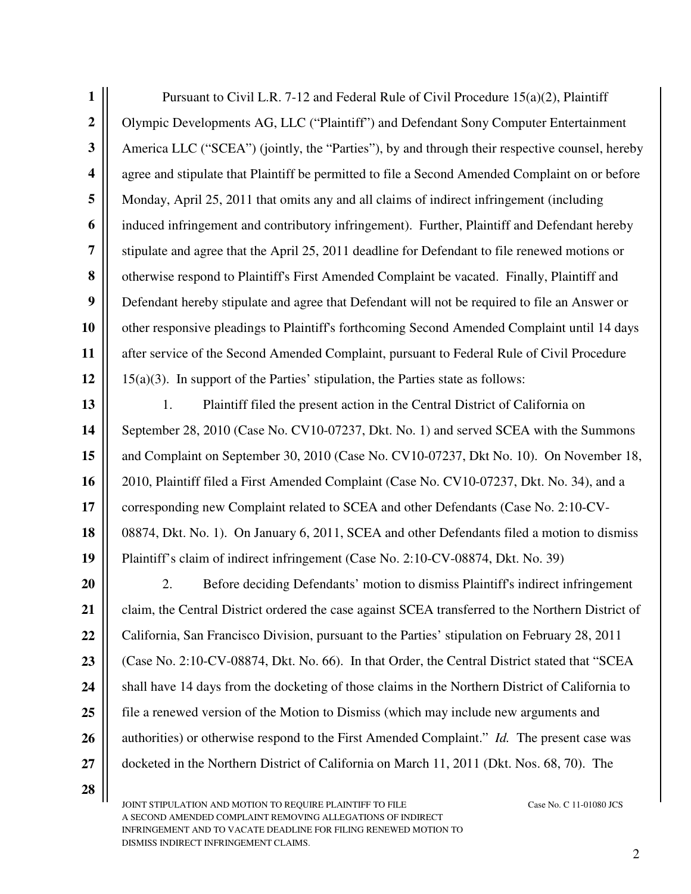Pursuant to Civil L.R. 7-12 and Federal Rule of Civil Procedure 15(a)(2), Plaintiff Olympic Developments AG, LLC ("Plaintiff") and Defendant Sony Computer Entertainment America LLC ("SCEA") (jointly, the "Parties"), by and through their respective counsel, hereby agree and stipulate that Plaintiff be permitted to file a Second Amended Complaint on or before Monday, April 25, 2011 that omits any and all claims of indirect infringement (including induced infringement and contributory infringement). Further, Plaintiff and Defendant hereby stipulate and agree that the April 25, 2011 deadline for Defendant to file renewed motions or otherwise respond to Plaintiff's First Amended Complaint be vacated. Finally, Plaintiff and Defendant hereby stipulate and agree that Defendant will not be required to file an Answer or other responsive pleadings to Plaintiff's forthcoming Second Amended Complaint until 14 days after service of the Second Amended Complaint, pursuant to Federal Rule of Civil Procedure 15(a)(3). In support of the Parties' stipulation, the Parties state as follows:

1. Plaintiff filed the present action in the Central District of California on September 28, 2010 (Case No. CV10-07237, Dkt. No. 1) and served SCEA with the Summons and Complaint on September 30, 2010 (Case No. CV10-07237, Dkt No. 10). On November 18, 2010, Plaintiff filed a First Amended Complaint (Case No. CV10-07237, Dkt. No. 34), and a corresponding new Complaint related to SCEA and other Defendants (Case No. 2:10-CV-08874, Dkt. No. 1). On January 6, 2011, SCEA and other Defendants filed a motion to dismiss Plaintiff's claim of indirect infringement (Case No. 2:10-CV-08874, Dkt. No. 39)

2. Before deciding Defendants' motion to dismiss Plaintiff's indirect infringement claim, the Central District ordered the case against SCEA transferred to the Northern District of California, San Francisco Division, pursuant to the Parties' stipulation on February 28, 2011 (Case No. 2:10-CV-08874, Dkt. No. 66). In that Order, the Central District stated that "SCEA shall have 14 days from the docketing of those claims in the Northern District of California to file a renewed version of the Motion to Dismiss (which may include new arguments and authorities) or otherwise respond to the First Amended Complaint." *Id.* The present case was docketed in the Northern District of California on March 11, 2011 (Dkt. Nos. 68, 70). The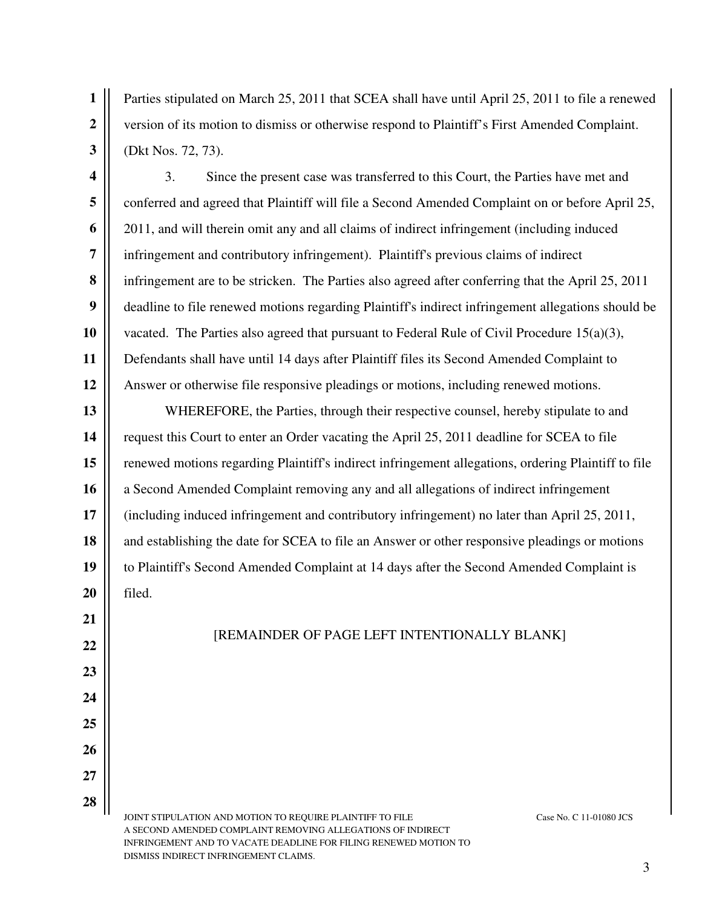Parties stipulated on March 25, 2011 that SCEA shall have until April 25, 2011 to file a renewed version of its motion to dismiss or otherwise respond to Plaintiff's First Amended Complaint. (Dkt Nos. 72, 73).

3. Since the present case was transferred to this Court, the Parties have met and conferred and agreed that Plaintiff will file a Second Amended Complaint on or before April 25, 2011, and will therein omit any and all claims of indirect infringement (including induced infringement and contributory infringement). Plaintiff's previous claims of indirect infringement are to be stricken. The Parties also agreed after conferring that the April 25, 2011 deadline to file renewed motions regarding Plaintiff's indirect infringement allegations should be vacated. The Parties also agreed that pursuant to Federal Rule of Civil Procedure 15(a)(3), Defendants shall have until 14 days after Plaintiff files its Second Amended Complaint to Answer or otherwise file responsive pleadings or motions, including renewed motions.

WHEREFORE, the Parties, through their respective counsel, hereby stipulate to and request this Court to enter an Order vacating the April 25, 2011 deadline for SCEA to file renewed motions regarding Plaintiff's indirect infringement allegations, ordering Plaintiff to file a Second Amended Complaint removing any and all allegations of indirect infringement (including induced infringement and contributory infringement) no later than April 25, 2011, and establishing the date for SCEA to file an Answer or other responsive pleadings or motions to Plaintiff's Second Amended Complaint at 14 days after the Second Amended Complaint is filed.

[REMAINDER OF PAGE LEFT INTENTIONALLY BLANK]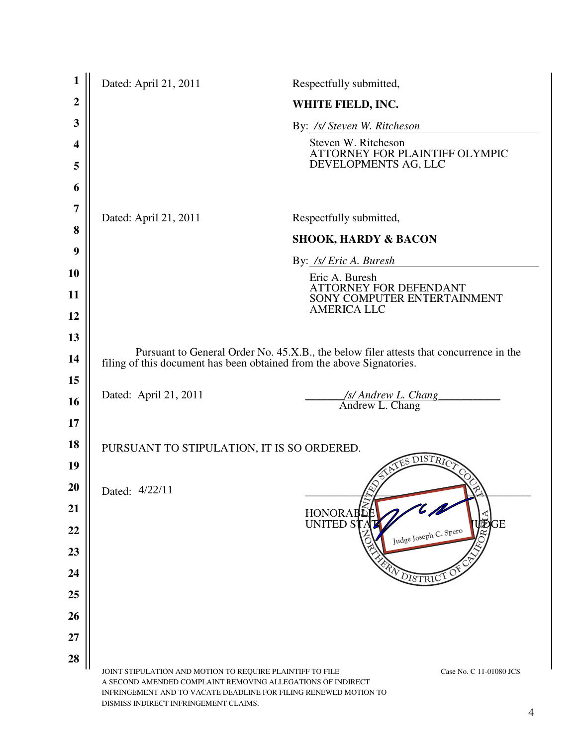Dated: April 21, 2011

Respectfully submitted,

**WHITE FIELD, INC.**

By: */s/ Steven W. Ritcheson*

Steven W. Ritcheson
ATTORNEY FOR PLAINTIFF OLYMPIC DEVELOPMENTS AG, LLC

Dated: April 21, 2011

Respectfully submitted,

**SHOOK, HARDY & BACON**

By: */s/ Eric A. Buresh*

Eric A. Buresh
ATTORNEY FOR DEFENDANT SONY COMPUTER ENTERTAINMENT AMERICA LLC

Pursuant to General Order No. 45.X.B., the below filer attests that concurrence in the filing of this document has been obtained from the above Signatories.

Dated: April 21, 2011

*/s/ Andrew L. Chang*
Andrew L. Chang

PURSUANT TO STIPULATION, IT IS SO ORDERED.

Dated: 4/22/11

HONORABLE
UNITED STATES JUDGE

Judge Joseph C. Spero

UNITED STATES DISTRICT COURT
NORTHERN DISTRICT OF CALIFORNIA

JOINT STIPULATION AND MOTION TO REQUIRE PLAINTIFF TO FILE A SECOND AMENDED COMPLAINT REMOVING ALLEGATIONS OF INDIRECT INFRINGEMENT AND TO VACATE DEADLINE FOR FILING RENEWED MOTION TO DISMISS INDIRECT INFRINGEMENT CLAIMS.

Case No. C 11-01080 JCS